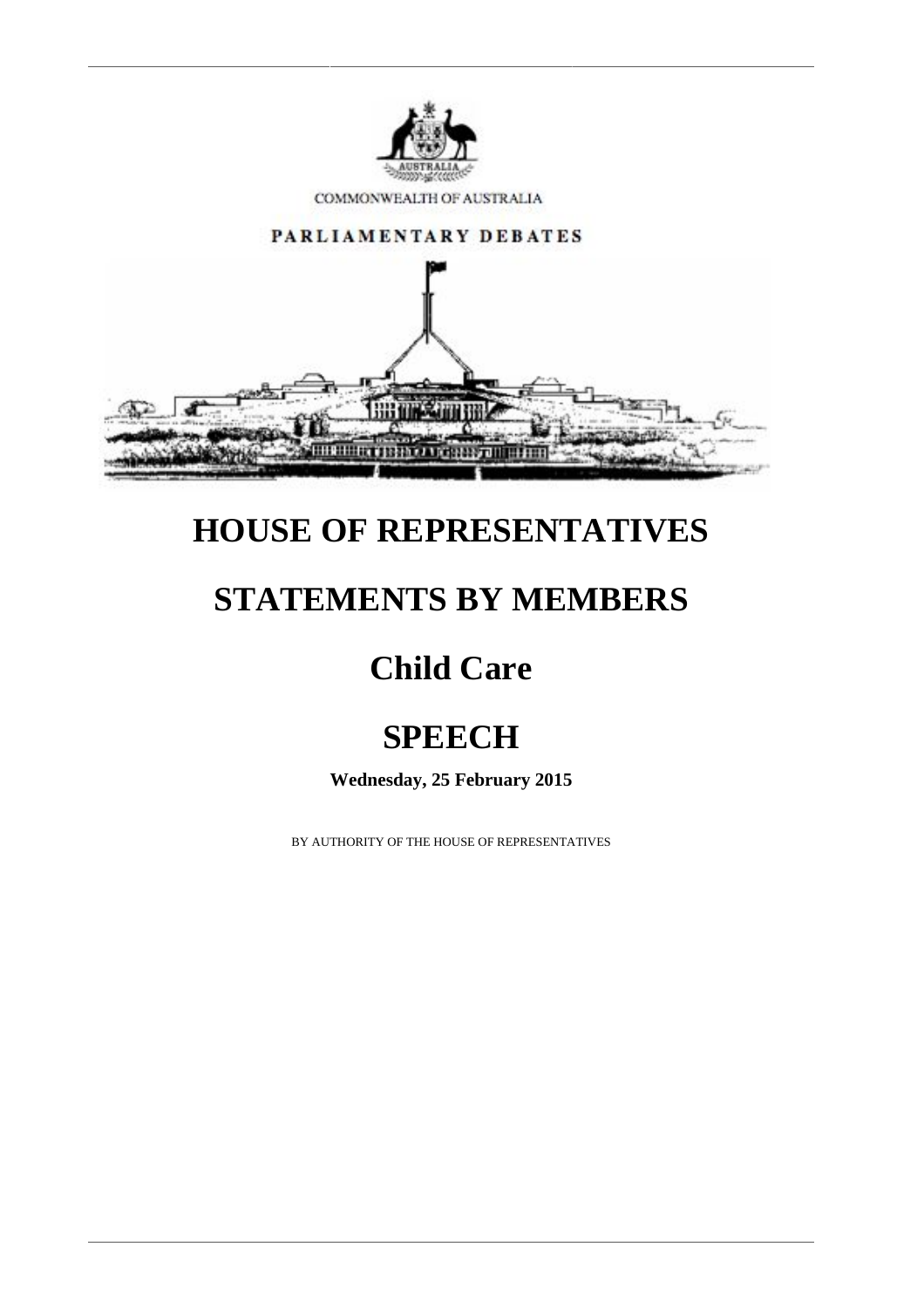COMMONWEALTH OF AUSTRALIA

PARLIAMENTARY DEBATES

# HOUSE OF REPRESENTATIVES

# STATEMENTS BY MEMBERS

# Child Care

# SPEECH

**Wednesday, 25 February 2015**

BY AUTHORITY OF THE HOUSE OF REPRESENTATIVES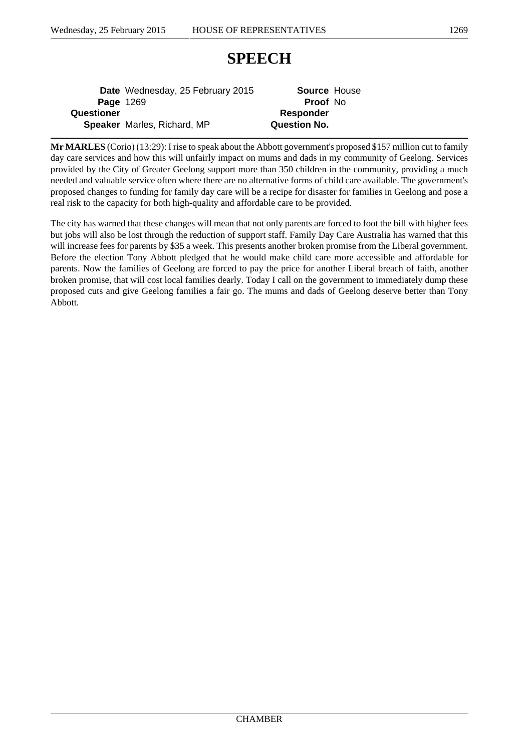# SPEECH

| | | | |
|---|---|---|---|
| **Date** | Wednesday, 25 February 2015 | **Source** | House |
| **Page** | 1269 | **Proof** | No |
| **Questioner** | | **Responder** | |
| **Speaker** | Marles, Richard, MP | **Question No.** | |

**Mr MARLES** (Corio) (13:29): I rise to speak about the Abbott government's proposed $157 million cut to family day care services and how this will unfairly impact on mums and dads in my community of Geelong. Services provided by the City of Greater Geelong support more than 350 children in the community, providing a much needed and valuable service often where there are no alternative forms of child care available. The government's proposed changes to funding for family day care will be a recipe for disaster for families in Geelong and pose a real risk to the capacity for both high-quality and affordable care to be provided.

The city has warned that these changes will mean that not only parents are forced to foot the bill with higher fees but jobs will also be lost through the reduction of support staff. Family Day Care Australia has warned that this will increase fees for parents by $35 a week. This presents another broken promise from the Liberal government. Before the election Tony Abbott pledged that he would make child care more accessible and affordable for parents. Now the families of Geelong are forced to pay the price for another Liberal breach of faith, another broken promise, that will cost local families dearly. Today I call on the government to immediately dump these proposed cuts and give Geelong families a fair go. The mums and dads of Geelong deserve better than Tony Abbott.